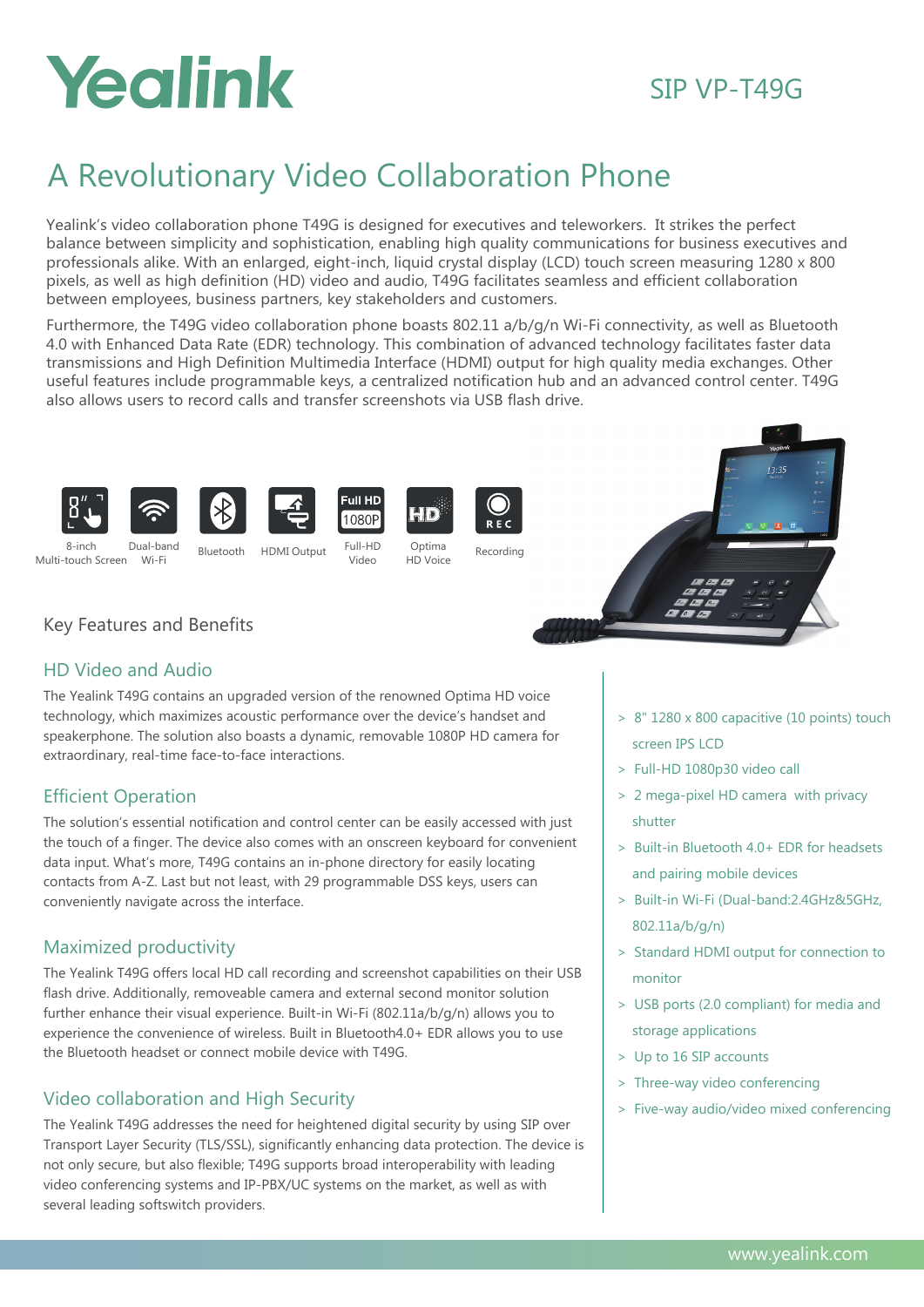# Yealink

SIP VP-T49G

## A Revolutionary Video Collaboration Phone

Yealink's video collaboration phone T49G is designed for executives and teleworkers. It strikes the perfect balance between simplicity and sophistication, enabling high quality communications for business executives and professionals alike. With an enlarged, eight-inch, liquid crystal display (LCD) touch screen measuring 1280 x 800 pixels, as well as high definition (HD) video and audio, T49G facilitates seamless and efficient collaboration between employees, business partners, key stakeholders and customers.

Furthermore, the T49G video collaboration phone boasts 802.11 a/b/g/n Wi-Fi connectivity, as well as Bluetooth 4.0 with Enhanced Data Rate (EDR) technology. This combination of advanced technology facilitates faster data transmissions and High Definition Multimedia Interface (HDMI) output for high quality media exchanges. Other useful features include programmable keys, a centralized notification hub and an advanced control center. T49G also allows users to record calls and transfer screenshots via USB flash drive.

8-inch Multi-touch Screen | Dual-band Wi-Fi | Bluetooth | HDMI Output | Full-HD Video | Optima HD Voice | Recording

### Key Features and Benefits

#### HD Video and Audio

The Yealink T49G contains an upgraded version of the renowned Optima HD voice technology, which maximizes acoustic performance over the device's handset and speakerphone. The solution also boasts a dynamic, removable 1080P HD camera for extraordinary, real-time face-to-face interactions.

#### Efficient Operation

The solution's essential notification and control center can be easily accessed with just the touch of a finger. The device also comes with an onscreen keyboard for convenient data input. What's more, T49G contains an in-phone directory for easily locating contacts from A-Z. Last but not least, with 29 programmable DSS keys, users can conveniently navigate across the interface.

#### Maximized productivity

The Yealink T49G offers local HD call recording and screenshot capabilities on their USB flash drive. Additionally, removeable camera and external second monitor solution further enhance their visual experience. Built-in Wi-Fi (802.11a/b/g/n) allows you to experience the convenience of wireless. Built in Bluetooth4.0+ EDR allows you to use the Bluetooth headset or connect mobile device with T49G.

#### Video collaboration and High Security

The Yealink T49G addresses the need for heightened digital security by using SIP over Transport Layer Security (TLS/SSL), significantly enhancing data protection. The device is not only secure, but also flexible; T49G supports broad interoperability with leading video conferencing systems and IP-PBX/UC systems on the market, as well as with several leading softswitch providers.

- 8" 1280 x 800 capacitive (10 points) touch screen IPS LCD
- Full-HD 1080p30 video call
- 2 mega-pixel HD camera with privacy shutter
- Built-in Bluetooth 4.0+ EDR for headsets and pairing mobile devices
- Built-in Wi-Fi (Dual-band:2.4GHz&5GHz, 802.11a/b/g/n)
- Standard HDMI output for connection to monitor
- USB ports (2.0 compliant) for media and storage applications
- Up to 16 SIP accounts
- Three-way video conferencing
- Five-way audio/video mixed conferencing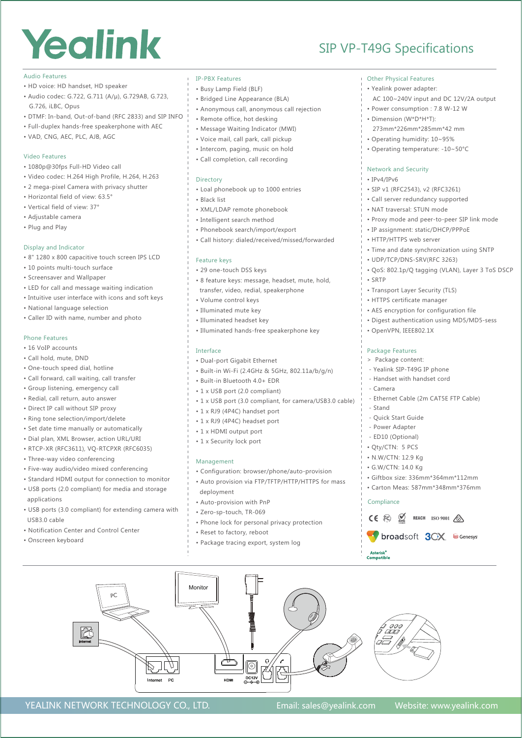# Yealink

## SIP VP-T49G Specifications

### Audio Features

- HD voice: HD handset, HD speaker
- Audio codec: G.722, G.711 (A/μ), G.729AB, G.723, G.726, iLBC, Opus
- DTMF: In-band, Out-of-band (RFC 2833) and SIP INFO
- Full-duplex hands-free speakerphone with AEC
- VAD, CNG, AEC, PLC, AJB, AGC

### Video Features

- 1080p@30fps Full-HD Video call
- Video codec: H.264 High Profile, H.264, H.263
- 2 mega-pixel Camera with privacy shutter
- Horizontal field of view: 63.5°
- Vertical field of view: 37°
- Adjustable camera
- Plug and Play

### Display and Indicator

- 8" 1280 x 800 capacitive touch screen IPS LCD
- 10 points multi-touch surface
- Screensaver and Wallpaper
- LED for call and message waiting indication
- Intuitive user interface with icons and soft keys
- National language selection
- Caller ID with name, number and photo

### Phone Features

- 16 VoIP accounts
- Call hold, mute, DND
- One-touch speed dial, hotline
- Call forward, call waiting, call transfer
- Group listening, emergency call
- Redial, call return, auto answer
- Direct IP call without SIP proxy
- Ring tone selection/import/delete
- Set date time manually or automatically
- Dial plan, XML Browser, action URL/URI
- RTCP-XR (RFC3611), VQ-RTCPXR (RFC6035)
- Three-way video conferencing
- Five-way audio/video mixed conferencing
- Standard HDMI output for connection to monitor
- USB ports (2.0 compliant) for media and storage applications
- USB ports (3.0 compliant) for extending camera with USB3.0 cable
- Notification Center and Control Center
- Onscreen keyboard

### IP-PBX Features

- Busy Lamp Field (BLF)
- Bridged Line Appearance (BLA)
- Anonymous call, anonymous call rejection
- Remote office, hot desking
- Message Waiting Indicator (MWI)
- Voice mail, call park, call pickup
- Intercom, paging, music on hold
- Call completion, call recording

### Directory

- Loal phonebook up to 1000 entries
- Black list
- XML/LDAP remote phonebook
- Intelligent search method
- Phonebook search/import/export
- Call history: dialed/received/missed/forwarded

### Feature keys

- 29 one-touch DSS keys
- 8 feature keys: message, headset, mute, hold, transfer, video, redial, speakerphone
- Volume control keys
- Illuminated mute key
- Illuminated headset key
- Illuminated hands-free speakerphone key

### Interface

- Dual-port Gigabit Ethernet
- Built-in Wi-Fi (2.4GHz & 5GHz, 802.11a/b/g/n)
- Built-in Bluetooth 4.0+ EDR
- 1 x USB port (2.0 compliant)
- 1 x USB port (3.0 compliant, for camera/USB3.0 cable)
- 1 x RJ9 (4P4C) handset port
- 1 x RJ9 (4P4C) headset port
- 1 x HDMI output port
- 1 x Security lock port

### Management

- Configuration: browser/phone/auto-provision
- Auto provision via FTP/TFTP/HTTP/HTTPS for mass deployment
- Auto-provision with PnP
- Zero-sp-touch, TR-069
- Phone lock for personal privacy protection
- Reset to factory, reboot
- Package tracing export, system log

### Other Physical Features

- Yealink power adapter:
  AC 100~240V input and DC 12V/2A output
- Power consumption : 7.8 W-12 W
- Dimension (W\*D\*H\*T):
  273mm\*226mm\*285mm\*42 mm
- Operating humidity: 10~95%
- Operating temperature: -10~50°C

### Network and Security

- IPv4/IPv6
- SIP v1 (RFC2543), v2 (RFC3261)
- Call server redundancy supported
- NAT traversal: STUN mode
- Proxy mode and peer-to-peer SIP link mode
- IP assignment: static/DHCP/PPPoE
- HTTP/HTTPS web server
- Time and date synchronization using SNTP
- UDP/TCP/DNS-SRV(RFC 3263)
- QoS: 802.1p/Q tagging (VLAN), Layer 3 ToS DSCP
- SRTP
- Transport Layer Security (TLS)
- HTTPS certificate manager
- AES encryption for configuration file
- Digest authentication using MD5/MD5-sess
- OpenVPN, IEEE802.1X

### Package Features

> Package content:

- Yealink SIP-T49G IP phone
- Handset with handset cord
- Camera
- Ethernet Cable (2m CAT5E FTP Cable)
- Stand
- Quick Start Guide
- Power Adapter
- ED10 (Optional)

- Qty/CTN: 5 PCS
- N.W/CTN: 12.9 Kg
- G.W/CTN: 14.0 Kg
- Giftbox size: 336mm\*364mm\*112mm
- Carton Meas: 587mm\*348mm\*376mm

### Compliance

CE FC RoHS REACH ISO 9001

broadsoft 3CX Genesys

Asterisk® Compatible

PC
Monitor
Internet
Internet PC HDMI DC12V

YEALINK NETWORK TECHNOLOGY CO., LTD. Email: sales@yealink.com Website: www.yealink.com